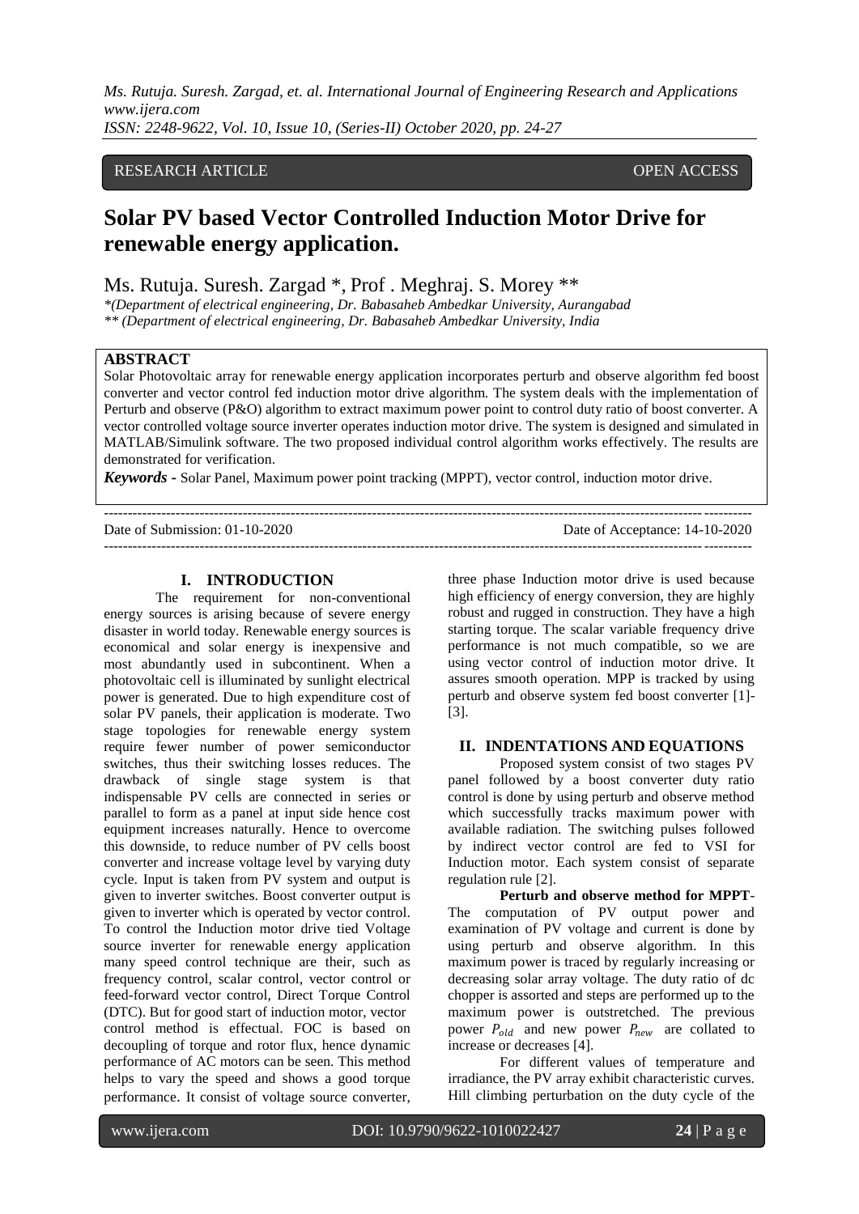RESEARCH ARTICLE OPEN ACCESS

# Solar PV based Vector Controlled Induction Motor Drive for renewable energy application.

Ms. Rutuja. Suresh. Zargad *, Prof . Meghraj. S. Morey **

*(Department of electrical engineering, Dr. Babasaheb Ambedkar University, Aurangabad
** (Department of electrical engineering, Dr. Babasaheb Ambedkar University, India

## ABSTRACT

Solar Photovoltaic array for renewable energy application incorporates perturb and observe algorithm fed boost converter and vector control fed induction motor drive algorithm. The system deals with the implementation of Perturb and observe (P&O) algorithm to extract maximum power point to control duty ratio of boost converter. A vector controlled voltage source inverter operates induction motor drive. The system is designed and simulated in MATLAB/Simulink software. The two proposed individual control algorithm works effectively. The results are demonstrated for verification.

***Keywords -*** Solar Panel, Maximum power point tracking (MPPT), vector control, induction motor drive.

Date of Submission: 01-10-2020 Date of Acceptance: 14-10-2020

## I. INTRODUCTION

The requirement for non-conventional energy sources is arising because of severe energy disaster in world today. Renewable energy sources is economical and solar energy is inexpensive and most abundantly used in subcontinent. When a photovoltaic cell is illuminated by sunlight electrical power is generated. Due to high expenditure cost of solar PV panels, their application is moderate. Two stage topologies for renewable energy system require fewer number of power semiconductor switches, thus their switching losses reduces. The drawback of single stage system is that indispensable PV cells are connected in series or parallel to form as a panel at input side hence cost equipment increases naturally. Hence to overcome this downside, to reduce number of PV cells boost converter and increase voltage level by varying duty cycle. Input is taken from PV system and output is given to inverter switches. Boost converter output is given to inverter which is operated by vector control. To control the Induction motor drive tied Voltage source inverter for renewable energy application many speed control technique are their, such as frequency control, scalar control, vector control or feed-forward vector control, Direct Torque Control (DTC). But for good start of induction motor, vector control method is effectual. FOC is based on decoupling of torque and rotor flux, hence dynamic performance of AC motors can be seen. This method helps to vary the speed and shows a good torque performance. It consist of voltage source converter, three phase Induction motor drive is used because high efficiency of energy conversion, they are highly robust and rugged in construction. They have a high starting torque. The scalar variable frequency drive performance is not much compatible, so we are using vector control of induction motor drive. It assures smooth operation. MPP is tracked by using perturb and observe system fed boost converter [1]-[3].

## II. INDENTATIONS AND EQUATIONS

Proposed system consist of two stages PV panel followed by a boost converter duty ratio control is done by using perturb and observe method which successfully tracks maximum power with available radiation. The switching pulses followed by indirect vector control are fed to VSI for Induction motor. Each system consist of separate regulation rule [2].

**Perturb and observe method for MPPT**- The computation of PV output power and examination of PV voltage and current is done by using perturb and observe algorithm. In this maximum power is traced by regularly increasing or decreasing solar array voltage. The duty ratio of dc chopper is assorted and steps are performed up to the maximum power is outstretched. The previous power $P_{old}$ and new power $P_{new}$ are collated to increase or decreases [4].

For different values of temperature and irradiance, the PV array exhibit characteristic curves. Hill climbing perturbation on the duty cycle of the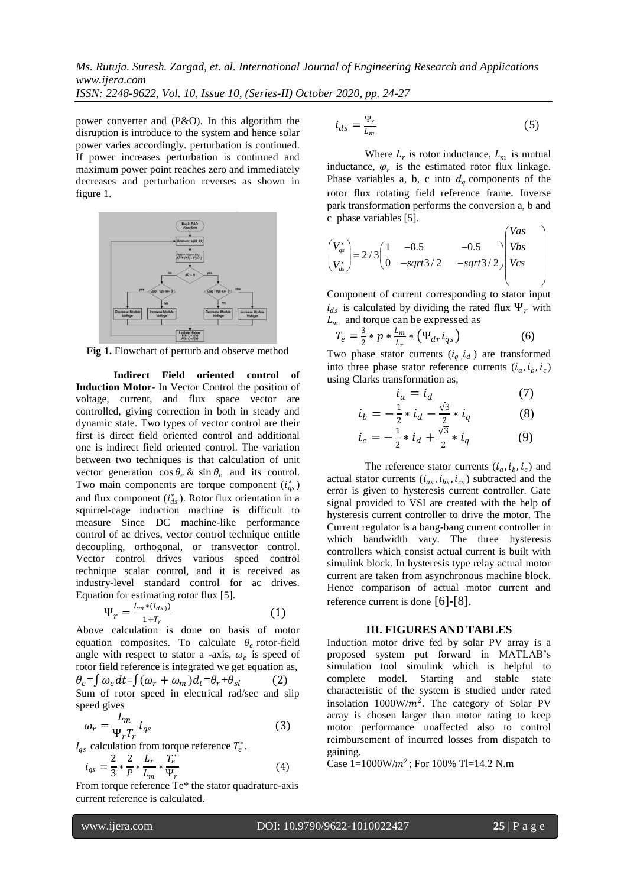power converter and (P&O). In this algorithm the disruption is introduce to the system and hence solar power varies accordingly. perturbation is continued. If power increases perturbation is continued and maximum power point reaches zero and immediately decreases and perturbation reverses as shown in figure 1.

**Fig 1.** Flowchart of perturb and observe method

**Indirect Field oriented control of Induction Motor**- In Vector Control the position of voltage, current, and flux space vector are controlled, giving correction in both in steady and dynamic state. Two types of vector control are their first is direct field oriented control and additional one is indirect field oriented control. The variation between two techniques is that calculation of unit vector generation $\cos\theta_e$ & $\sin\theta_e$ and its control. Two main components are torque component ($i_{qs}^*$) and flux component ($i_{ds}^*$). Rotor flux orientation in a squirrel-cage induction machine is difficult to measure Since DC machine-like performance control of ac drives, vector control technique entitle decoupling, orthogonal, or transvector control. Vector control drives various speed control technique scalar control, and it is received as industry-level standard control for ac drives. Equation for estimating rotor flux [5].

$$\Psi_r = \frac{L_m * (I_{ds})}{1+T_r} \quad (1)$$

Above calculation is done on basis of motor equation composites. To calculate $\theta_e$ rotor-field angle with respect to stator a -axis, $\omega_e$ is speed of rotor field reference is integrated we get equation as,

$$\theta_e = \int \omega_e dt = \int (\omega_r + \omega_m) d_t = \theta_r + \theta_{sl} \quad (2)$$

Sum of rotor speed in electrical rad/sec and slip speed gives

$$\omega_r = \frac{L_m}{\Psi_r T_r} i_{qs} \quad (3)$$

$I_{qs}$ calculation from torque reference $T_e^*$.

$$i_{qs} = \frac{2}{3} * \frac{2}{P} * \frac{L_r}{L_m} * \frac{T_e^*}{\Psi_r} \quad (4)$$

From torque reference Te* the stator quadrature-axis current reference is calculated.

$$i_{ds} = \frac{\Psi_r}{L_m} \quad (5)$$

Where $L_r$ is rotor inductance, $L_m$ is mutual inductance, $\varphi_r$ is the estimated rotor flux linkage. Phase variables a, b, c into $d_q$ components of the rotor flux rotating field reference frame. Inverse park transformation performs the conversion a, b and c phase variables [5].

$$\begin{pmatrix} V_{qs}^s \\ V_{ds}^s \end{pmatrix} = 2/3 \begin{pmatrix} 1 & -0.5 & -0.5 \\ 0 & -sqrt3/2 & -sqrt3/2 \end{pmatrix} \begin{pmatrix} Vas \\ Vbs \\ Vcs \end{pmatrix}$$

Component of current corresponding to stator input $i_{ds}$ is calculated by dividing the rated flux $\Psi_r$ with $L_m$ and torque can be expressed as

$$T_e = \frac{3}{2} * p * \frac{L_m}{L_r} * \left(\Psi_{dr} i_{qs}\right) \quad (6)$$

Two phase stator currents ($i_q, i_d$) are transformed into three phase stator reference currents ($i_a, i_b, i_c$) using Clarks transformation as,

$$i_a = i_d \quad (7)$$

$$i_b = -\frac{1}{2} * i_d - \frac{\sqrt{3}}{2} * i_q \quad (8)$$

$$i_c = -\frac{1}{2} * i_d + \frac{\sqrt{3}}{2} * i_q \quad (9)$$

The reference stator currents ($i_a, i_b, i_c$) and actual stator currents ($i_{as}, i_{bs}, i_{cs}$) subtracted and the error is given to hysteresis current controller. Gate signal provided to VSI are created with the help of hysteresis current controller to drive the motor. The Current regulator is a bang-bang current controller in which bandwidth vary. The three hysteresis controllers which consist actual current is built with simulink block. In hysteresis type relay actual motor current are taken from asynchronous machine block. Hence comparison of actual motor current and reference current is done [6]-[8].

## III. FIGURES AND TABLES

Induction motor drive fed by solar PV array is a proposed system put forward in MATLAB's simulation tool simulink which is helpful to complete model. Starting and stable state characteristic of the system is studied under rated insolation $1000\text{W}/m^2$. The category of Solar PV array is chosen larger than motor rating to keep motor performance unaffected also to control reimbursement of incurred losses from dispatch to gaining.

Case $1=1000\text{W}/m^2$; For 100% Tl=14.2 N.m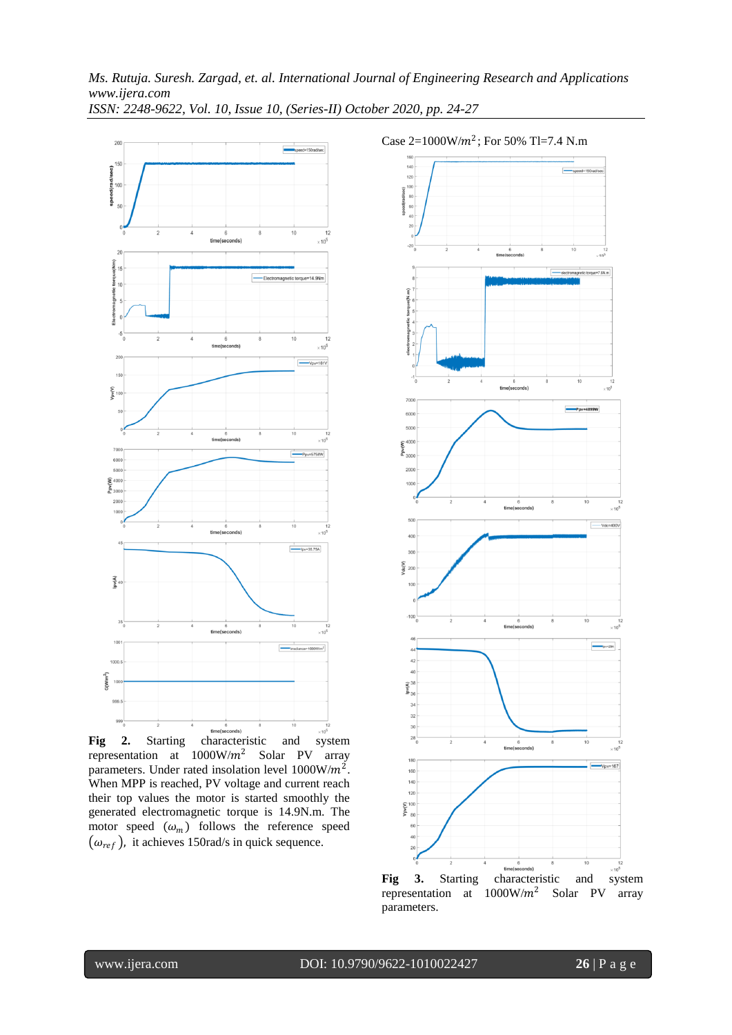Case 2=1000W/$m^2$; For 50% Tl=7.4 N.m

**Fig 2.** Starting characteristic and system representation at 1000W/$m^2$ Solar PV array parameters. Under rated insolation level 1000W/$m^2$. When MPP is reached, PV voltage and current reach their top values the motor is started smoothly the generated electromagnetic torque is 14.9N.m. The motor speed ($\omega_m$) follows the reference speed ($\omega_{ref}$), it achieves 150rad/s in quick sequence.

**Fig 3.** Starting characteristic and system representation at 1000W/$m^2$ Solar PV array parameters.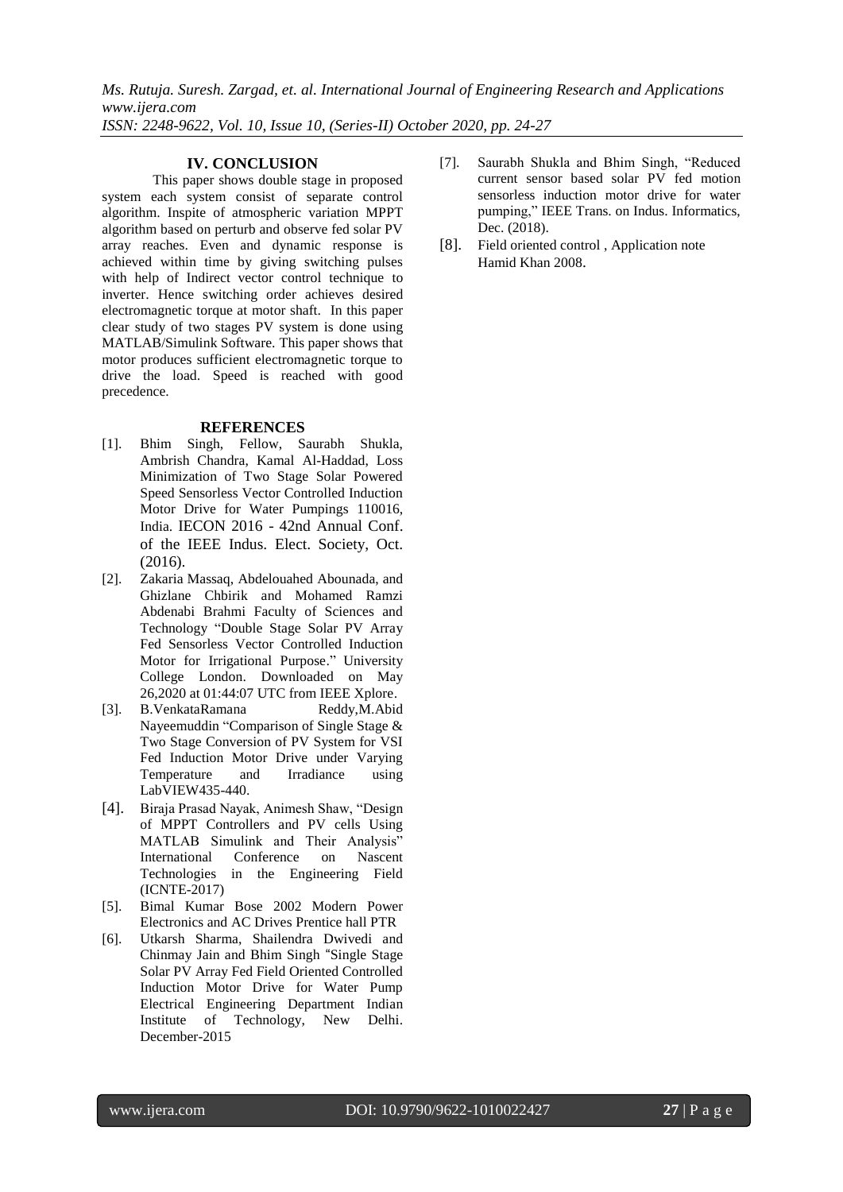## IV. CONCLUSION

This paper shows double stage in proposed system each system consist of separate control algorithm. Inspite of atmospheric variation MPPT algorithm based on perturb and observe fed solar PV array reaches. Even and dynamic response is achieved within time by giving switching pulses with help of Indirect vector control technique to inverter. Hence switching order achieves desired electromagnetic torque at motor shaft. In this paper clear study of two stages PV system is done using MATLAB/Simulink Software. This paper shows that motor produces sufficient electromagnetic torque to drive the load. Speed is reached with good precedence.

## REFERENCES

[1]. Bhim Singh, Fellow, Saurabh Shukla, Ambrish Chandra, Kamal Al-Haddad, Loss Minimization of Two Stage Solar Powered Speed Sensorless Vector Controlled Induction Motor Drive for Water Pumpings 110016, India. IECON 2016 - 42nd Annual Conf. of the IEEE Indus. Elect. Society, Oct. (2016).

[2]. Zakaria Massaq, Abdelouahed Abounada, and Ghizlane Chbirik and Mohamed Ramzi Abdenabi Brahmi Faculty of Sciences and Technology "Double Stage Solar PV Array Fed Sensorless Vector Controlled Induction Motor for Irrigational Purpose." University College London. Downloaded on May 26,2020 at 01:44:07 UTC from IEEE Xplore.

[3]. B.VenkataRamana Reddy,M.Abid Nayeemuddin "Comparison of Single Stage & Two Stage Conversion of PV System for VSI Fed Induction Motor Drive under Varying Temperature and Irradiance using LabVIEW435-440.

[4]. Biraja Prasad Nayak, Animesh Shaw, "Design of MPPT Controllers and PV cells Using MATLAB Simulink and Their Analysis" International Conference on Nascent Technologies in the Engineering Field (ICNTE-2017)

[5]. Bimal Kumar Bose 2002 Modern Power Electronics and AC Drives Prentice hall PTR

[6]. Utkarsh Sharma, Shailendra Dwivedi and Chinmay Jain and Bhim Singh "Single Stage Solar PV Array Fed Field Oriented Controlled Induction Motor Drive for Water Pump Electrical Engineering Department Indian Institute of Technology, New Delhi. December-2015

[7]. Saurabh Shukla and Bhim Singh, "Reduced current sensor based solar PV fed motion sensorless induction motor drive for water pumping," IEEE Trans. on Indus. Informatics, Dec. (2018).

[8]. Field oriented control , Application note Hamid Khan 2008.